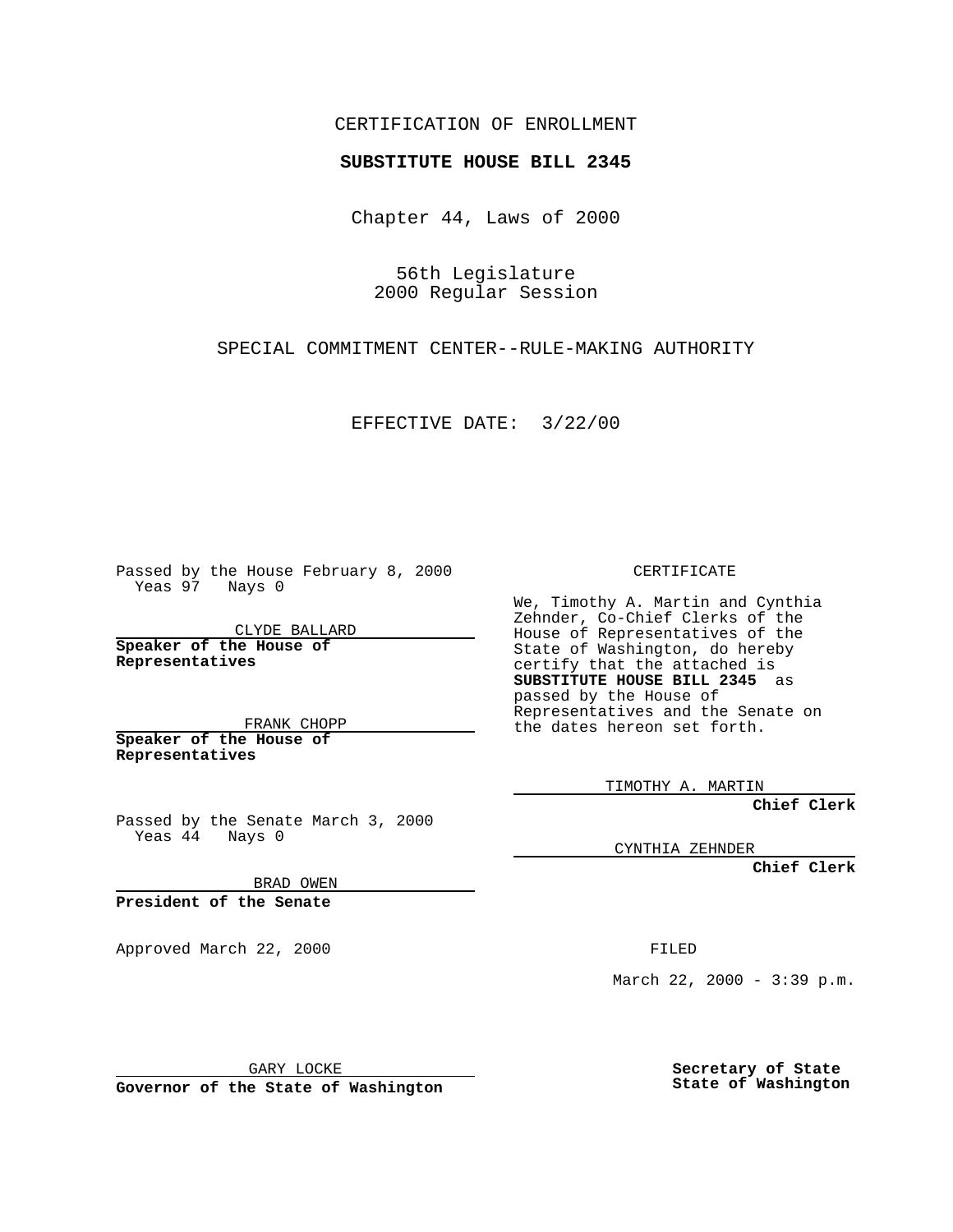CERTIFICATION OF ENROLLMENT

**SUBSTITUTE HOUSE BILL 2345**

Chapter 44, Laws of 2000

56th Legislature
2000 Regular Session

SPECIAL COMMITMENT CENTER--RULE-MAKING AUTHORITY

EFFECTIVE DATE: 3/22/00

Passed by the House February 8, 2000
Yeas 97 Nays 0

CLYDE BALLARD
**Speaker of the House of Representatives**

FRANK CHOPP
**Speaker of the House of Representatives**

Passed by the Senate March 3, 2000
Yeas 44 Nays 0

BRAD OWEN
**President of the Senate**

Approved March 22, 2000

GARY LOCKE
**Governor of the State of Washington**

CERTIFICATE

We, Timothy A. Martin and Cynthia Zehnder, Co-Chief Clerks of the House of Representatives of the State of Washington, do hereby certify that the attached is **SUBSTITUTE HOUSE BILL 2345** as passed by the House of Representatives and the Senate on the dates hereon set forth.

TIMOTHY A. MARTIN
**Chief Clerk**

CYNTHIA ZEHNDER
**Chief Clerk**

FILED

March 22, 2000 - 3:39 p.m.

**Secretary of State**
**State of Washington**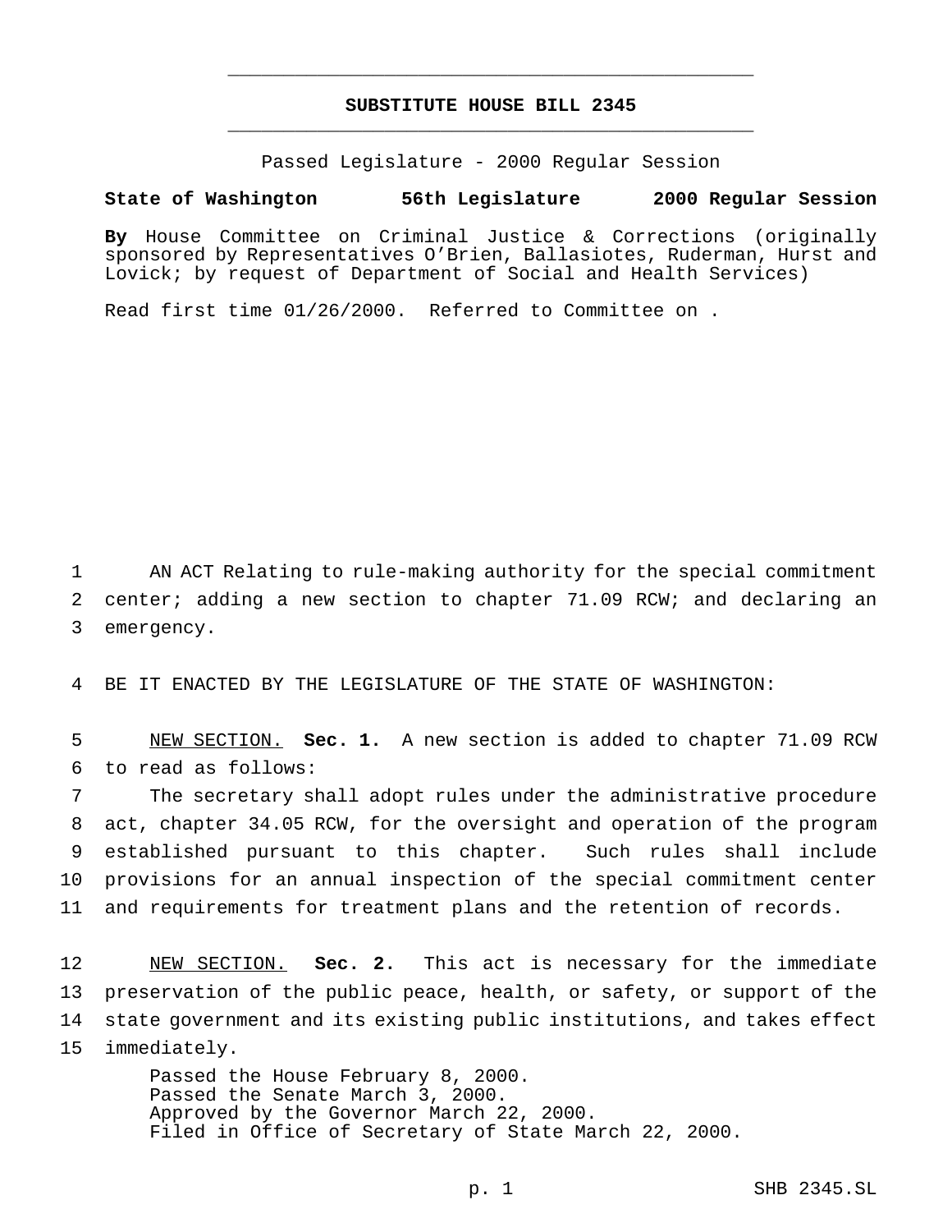# SUBSTITUTE HOUSE BILL 2345

Passed Legislature - 2000 Regular Session

**State of Washington 56th Legislature 2000 Regular Session**

**By** House Committee on Criminal Justice & Corrections (originally sponsored by Representatives O'Brien, Ballasiotes, Ruderman, Hurst and Lovick; by request of Department of Social and Health Services)

Read first time 01/26/2000. Referred to Committee on .

AN ACT Relating to rule-making authority for the special commitment center; adding a new section to chapter 71.09 RCW; and declaring an emergency.

BE IT ENACTED BY THE LEGISLATURE OF THE STATE OF WASHINGTON:

NEW SECTION. **Sec. 1.** A new section is added to chapter 71.09 RCW to read as follows:

The secretary shall adopt rules under the administrative procedure act, chapter 34.05 RCW, for the oversight and operation of the program established pursuant to this chapter. Such rules shall include provisions for an annual inspection of the special commitment center and requirements for treatment plans and the retention of records.

NEW SECTION. **Sec. 2.** This act is necessary for the immediate preservation of the public peace, health, or safety, or support of the state government and its existing public institutions, and takes effect immediately.

Passed the House February 8, 2000.
Passed the Senate March 3, 2000.
Approved by the Governor March 22, 2000.
Filed in Office of Secretary of State March 22, 2000.